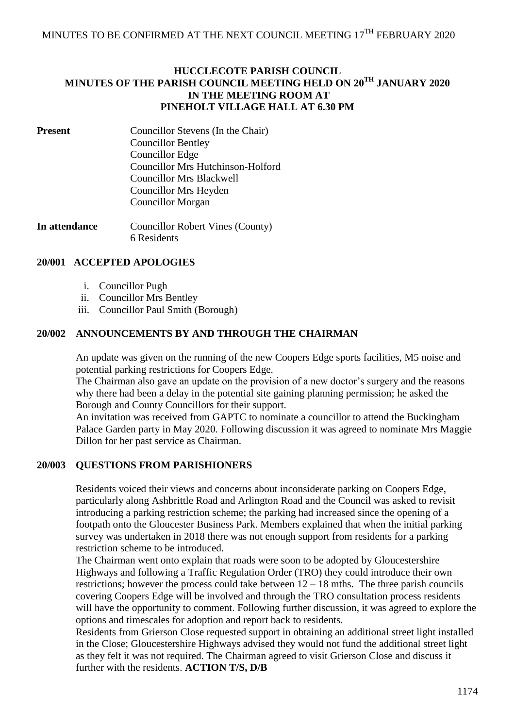MINUTES TO BE CONFIRMED AT THE NEXT COUNCIL MEETING 17TH FEBRUARY 2020

# HUCCLECOTE PARISH COUNCIL
## MINUTES OF THE PARISH COUNCIL MEETING HELD ON 20TH JANUARY 2020 IN THE MEETING ROOM AT PINEHOLT VILLAGE HALL AT 6.30 PM

**Present**
Councillor Stevens (In the Chair)
Councillor Bentley
Councillor Edge
Councillor Mrs Hutchinson-Holford
Councillor Mrs Blackwell
Councillor Mrs Heyden
Councillor Morgan

**In attendance**
Councillor Robert Vines (County)
6 Residents

### 20/001 ACCEPTED APOLOGIES

i. Councillor Pugh
ii. Councillor Mrs Bentley
iii. Councillor Paul Smith (Borough)

### 20/002 ANNOUNCEMENTS BY AND THROUGH THE CHAIRMAN

An update was given on the running of the new Coopers Edge sports facilities, M5 noise and potential parking restrictions for Coopers Edge.
The Chairman also gave an update on the provision of a new doctor's surgery and the reasons why there had been a delay in the potential site gaining planning permission; he asked the Borough and County Councillors for their support.
An invitation was received from GAPTC to nominate a councillor to attend the Buckingham Palace Garden party in May 2020. Following discussion it was agreed to nominate Mrs Maggie Dillon for her past service as Chairman.

### 20/003 QUESTIONS FROM PARISHIONERS

Residents voiced their views and concerns about inconsiderate parking on Coopers Edge, particularly along Ashbrittle Road and Arlington Road and the Council was asked to revisit introducing a parking restriction scheme; the parking had increased since the opening of a footpath onto the Gloucester Business Park. Members explained that when the initial parking survey was undertaken in 2018 there was not enough support from residents for a parking restriction scheme to be introduced.
The Chairman went onto explain that roads were soon to be adopted by Gloucestershire Highways and following a Traffic Regulation Order (TRO) they could introduce their own restrictions; however the process could take between 12 – 18 mths. The three parish councils covering Coopers Edge will be involved and through the TRO consultation process residents will have the opportunity to comment. Following further discussion, it was agreed to explore the options and timescales for adoption and report back to residents.
Residents from Grierson Close requested support in obtaining an additional street light installed in the Close; Gloucestershire Highways advised they would not fund the additional street light as they felt it was not required. The Chairman agreed to visit Grierson Close and discuss it further with the residents. **ACTION T/S, D/B**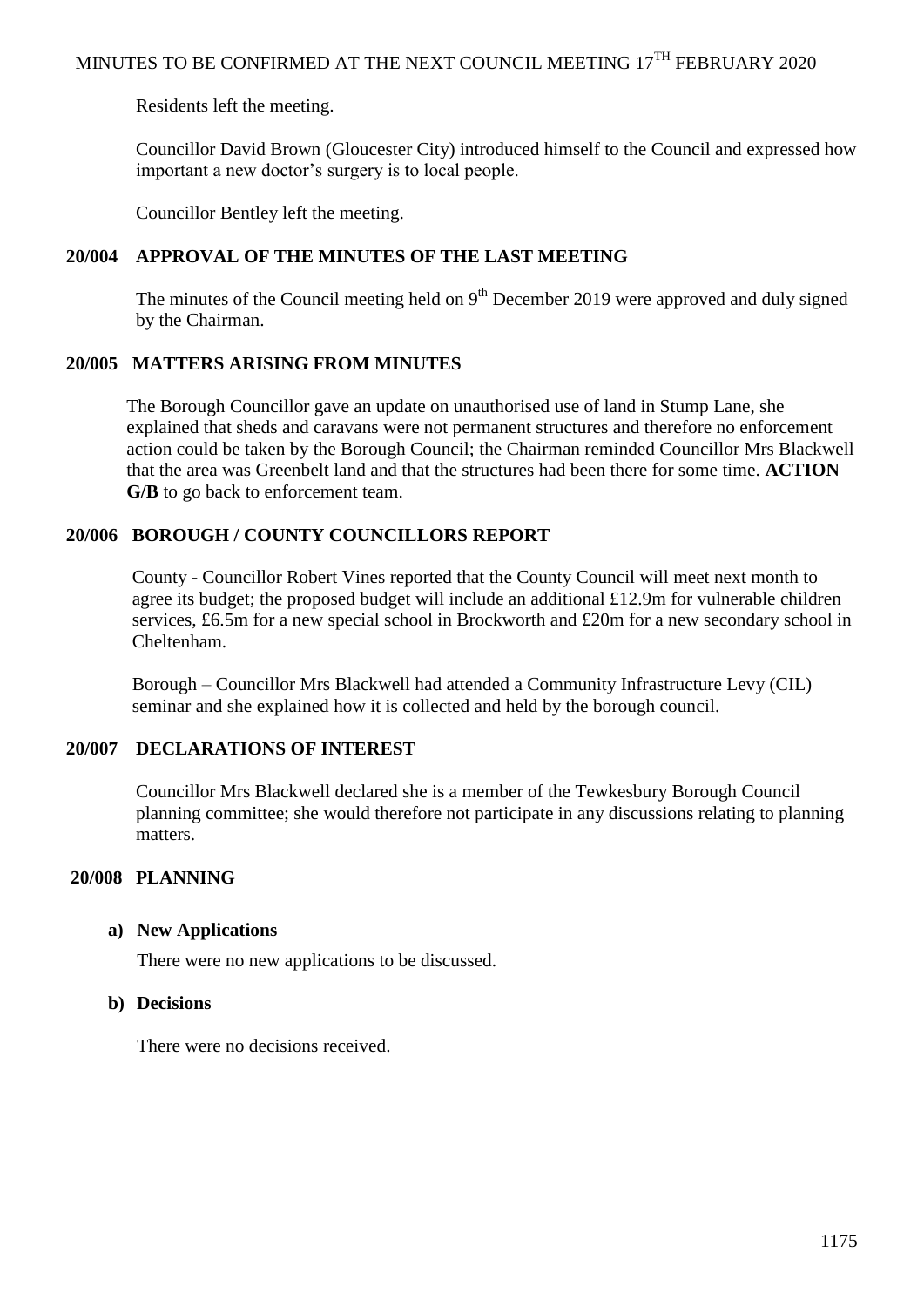Residents left the meeting.

Councillor David Brown (Gloucester City) introduced himself to the Council and expressed how important a new doctor's surgery is to local people.

Councillor Bentley left the meeting.

## 20/004 APPROVAL OF THE MINUTES OF THE LAST MEETING

The minutes of the Council meeting held on 9th December 2019 were approved and duly signed by the Chairman.

## 20/005 MATTERS ARISING FROM MINUTES

The Borough Councillor gave an update on unauthorised use of land in Stump Lane, she explained that sheds and caravans were not permanent structures and therefore no enforcement action could be taken by the Borough Council; the Chairman reminded Councillor Mrs Blackwell that the area was Greenbelt land and that the structures had been there for some time. **ACTION G/B** to go back to enforcement team.

## 20/006 BOROUGH / COUNTY COUNCILLORS REPORT

County - Councillor Robert Vines reported that the County Council will meet next month to agree its budget; the proposed budget will include an additional £12.9m for vulnerable children services, £6.5m for a new special school in Brockworth and £20m for a new secondary school in Cheltenham.

Borough – Councillor Mrs Blackwell had attended a Community Infrastructure Levy (CIL) seminar and she explained how it is collected and held by the borough council.

## 20/007 DECLARATIONS OF INTEREST

Councillor Mrs Blackwell declared she is a member of the Tewkesbury Borough Council planning committee; she would therefore not participate in any discussions relating to planning matters.

## 20/008 PLANNING

### a) New Applications

There were no new applications to be discussed.

### b) Decisions

There were no decisions received.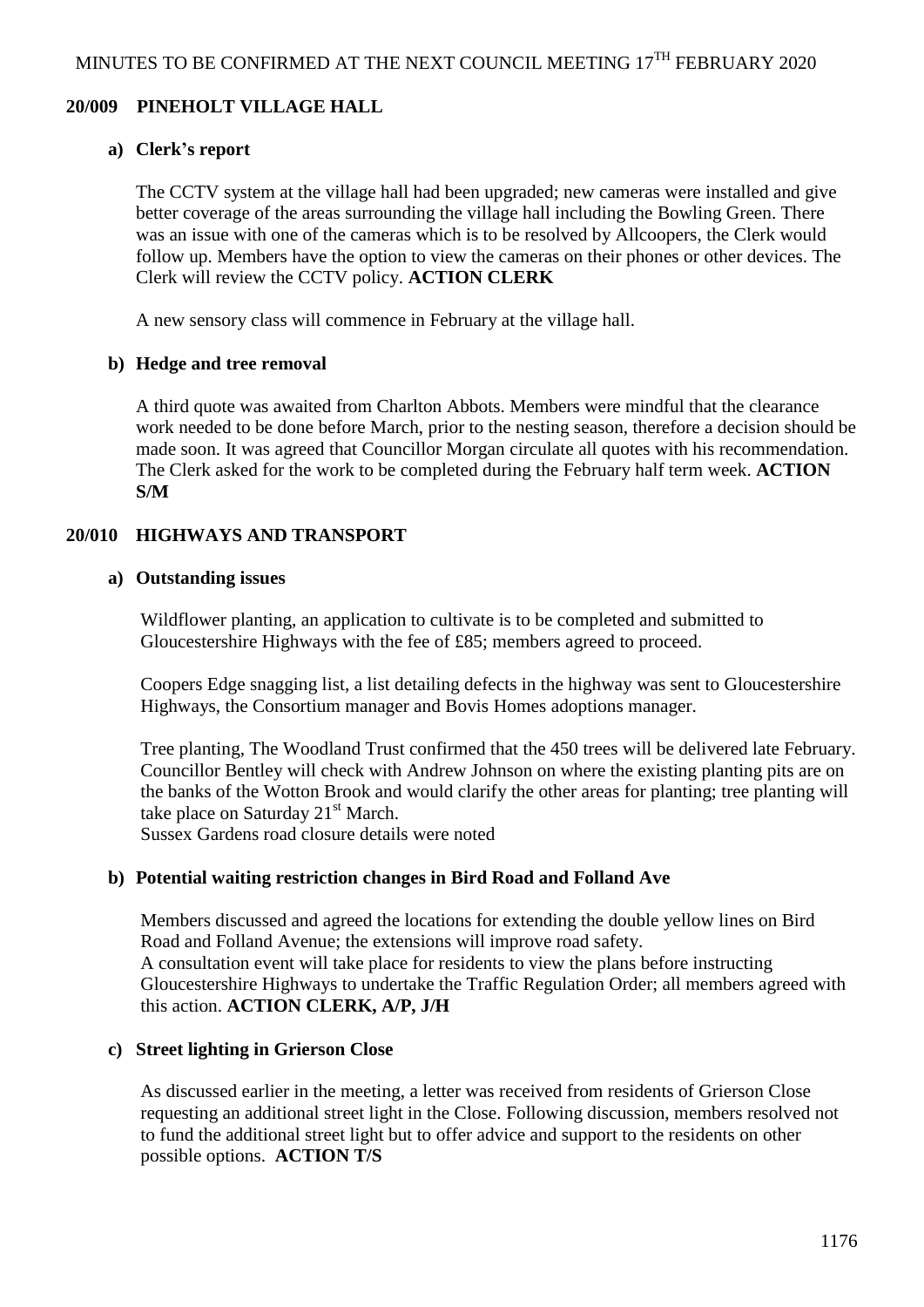MINUTES TO BE CONFIRMED AT THE NEXT COUNCIL MEETING 17TH FEBRUARY 2020

## 20/009 PINEHOLT VILLAGE HALL

### a) Clerk's report

The CCTV system at the village hall had been upgraded; new cameras were installed and give better coverage of the areas surrounding the village hall including the Bowling Green. There was an issue with one of the cameras which is to be resolved by Allcoopers, the Clerk would follow up. Members have the option to view the cameras on their phones or other devices. The Clerk will review the CCTV policy. **ACTION CLERK**

A new sensory class will commence in February at the village hall.

### b) Hedge and tree removal

A third quote was awaited from Charlton Abbots. Members were mindful that the clearance work needed to be done before March, prior to the nesting season, therefore a decision should be made soon. It was agreed that Councillor Morgan circulate all quotes with his recommendation. The Clerk asked for the work to be completed during the February half term week. **ACTION S/M**

## 20/010 HIGHWAYS AND TRANSPORT

### a) Outstanding issues

Wildflower planting, an application to cultivate is to be completed and submitted to Gloucestershire Highways with the fee of £85; members agreed to proceed.

Coopers Edge snagging list, a list detailing defects in the highway was sent to Gloucestershire Highways, the Consortium manager and Bovis Homes adoptions manager.

Tree planting, The Woodland Trust confirmed that the 450 trees will be delivered late February. Councillor Bentley will check with Andrew Johnson on where the existing planting pits are on the banks of the Wotton Brook and would clarify the other areas for planting; tree planting will take place on Saturday 21st March.
Sussex Gardens road closure details were noted

### b) Potential waiting restriction changes in Bird Road and Folland Ave

Members discussed and agreed the locations for extending the double yellow lines on Bird Road and Folland Avenue; the extensions will improve road safety.
A consultation event will take place for residents to view the plans before instructing Gloucestershire Highways to undertake the Traffic Regulation Order; all members agreed with this action. **ACTION CLERK, A/P, J/H**

### c) Street lighting in Grierson Close

As discussed earlier in the meeting, a letter was received from residents of Grierson Close requesting an additional street light in the Close. Following discussion, members resolved not to fund the additional street light but to offer advice and support to the residents on other possible options. **ACTION T/S**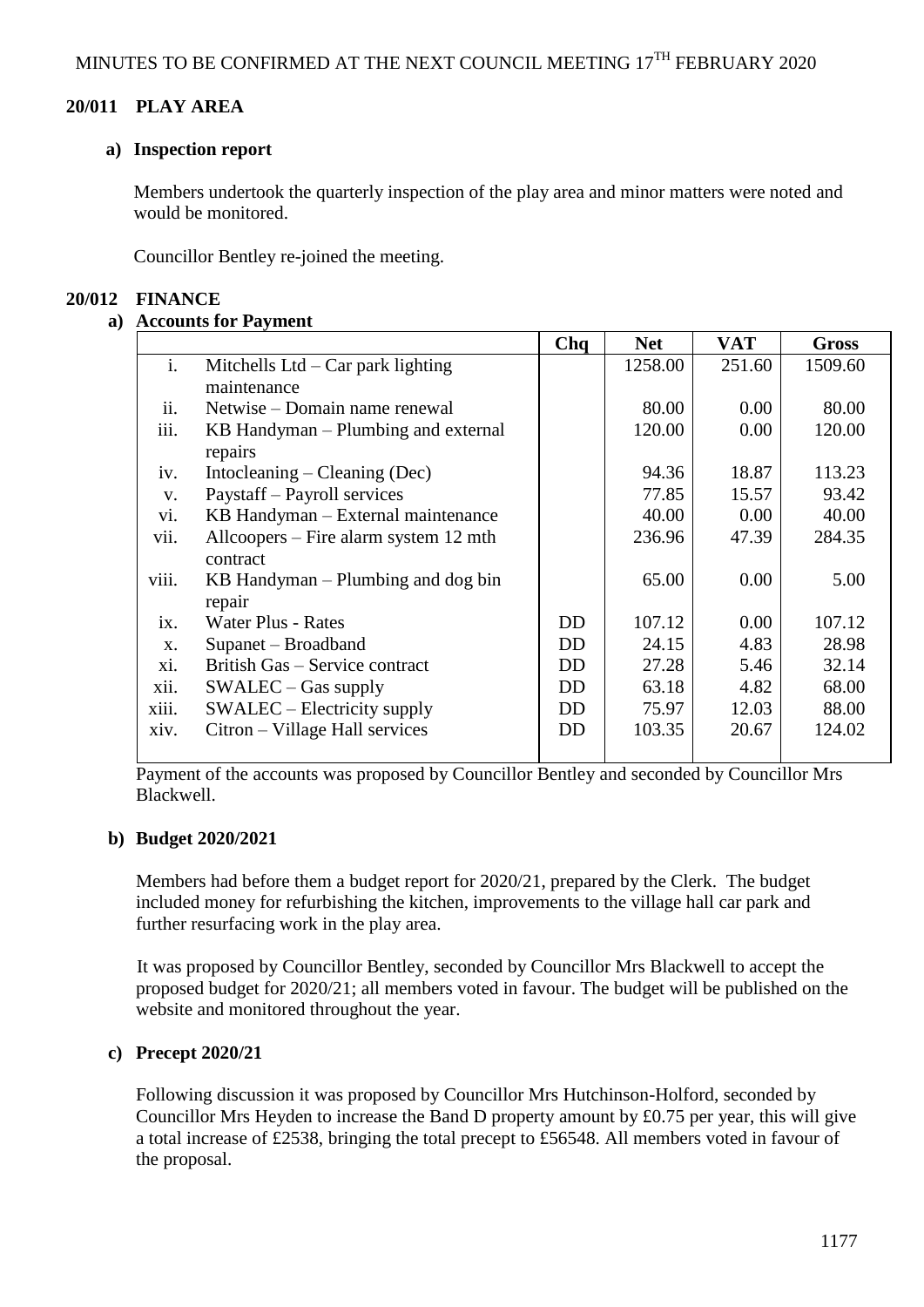MINUTES TO BE CONFIRMED AT THE NEXT COUNCIL MEETING 17TH FEBRUARY 2020

## 20/011 PLAY AREA

### a) Inspection report

Members undertook the quarterly inspection of the play area and minor matters were noted and would be monitored.

Councillor Bentley re-joined the meeting.

## 20/012 FINANCE

### a) Accounts for Payment

| | | Chq | Net | VAT | Gross |
|---|---|---|---|---|---|
| i. | Mitchells Ltd – Car park lighting maintenance | | 1258.00 | 251.60 | 1509.60 |
| ii. | Netwise – Domain name renewal | | 80.00 | 0.00 | 80.00 |
| iii. | KB Handyman – Plumbing and external repairs | | 120.00 | 0.00 | 120.00 |
| iv. | Intocleaning – Cleaning (Dec) | | 94.36 | 18.87 | 113.23 |
| v. | Paystaff – Payroll services | | 77.85 | 15.57 | 93.42 |
| vi. | KB Handyman – External maintenance | | 40.00 | 0.00 | 40.00 |
| vii. | Allcoopers – Fire alarm system 12 mth contract | | 236.96 | 47.39 | 284.35 |
| viii. | KB Handyman – Plumbing and dog bin repair | | 65.00 | 0.00 | 5.00 |
| ix. | Water Plus - Rates | DD | 107.12 | 0.00 | 107.12 |
| x. | Supanet – Broadband | DD | 24.15 | 4.83 | 28.98 |
| xi. | British Gas – Service contract | DD | 27.28 | 5.46 | 32.14 |
| xii. | SWALEC – Gas supply | DD | 63.18 | 4.82 | 68.00 |
| xiii. | SWALEC – Electricity supply | DD | 75.97 | 12.03 | 88.00 |
| xiv. | Citron – Village Hall services | DD | 103.35 | 20.67 | 124.02 |

Payment of the accounts was proposed by Councillor Bentley and seconded by Councillor Mrs Blackwell.

### b) Budget 2020/2021

Members had before them a budget report for 2020/21, prepared by the Clerk. The budget included money for refurbishing the kitchen, improvements to the village hall car park and further resurfacing work in the play area.

It was proposed by Councillor Bentley, seconded by Councillor Mrs Blackwell to accept the proposed budget for 2020/21; all members voted in favour. The budget will be published on the website and monitored throughout the year.

### c) Precept 2020/21

Following discussion it was proposed by Councillor Mrs Hutchinson-Holford, seconded by Councillor Mrs Heyden to increase the Band D property amount by £0.75 per year, this will give a total increase of £2538, bringing the total precept to £56548. All members voted in favour of the proposal.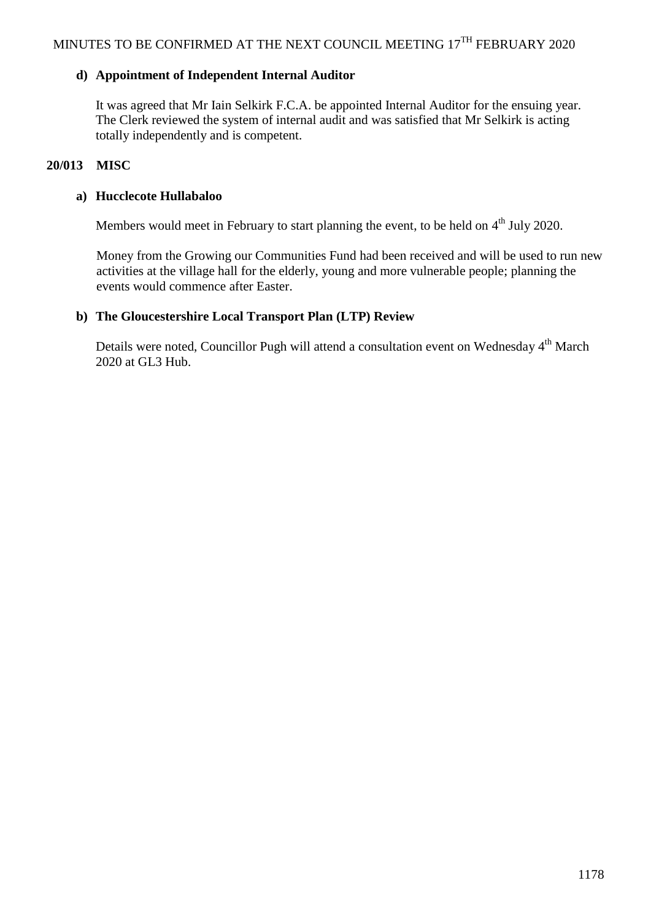**d) Appointment of Independent Internal Auditor**

It was agreed that Mr Iain Selkirk F.C.A. be appointed Internal Auditor for the ensuing year. The Clerk reviewed the system of internal audit and was satisfied that Mr Selkirk is acting totally independently and is competent.

**20/013 MISC**

**a) Hucclecote Hullabaloo**

Members would meet in February to start planning the event, to be held on 4th July 2020.

Money from the Growing our Communities Fund had been received and will be used to run new activities at the village hall for the elderly, young and more vulnerable people; planning the events would commence after Easter.

**b) The Gloucestershire Local Transport Plan (LTP) Review**

Details were noted, Councillor Pugh will attend a consultation event on Wednesday 4th March 2020 at GL3 Hub.